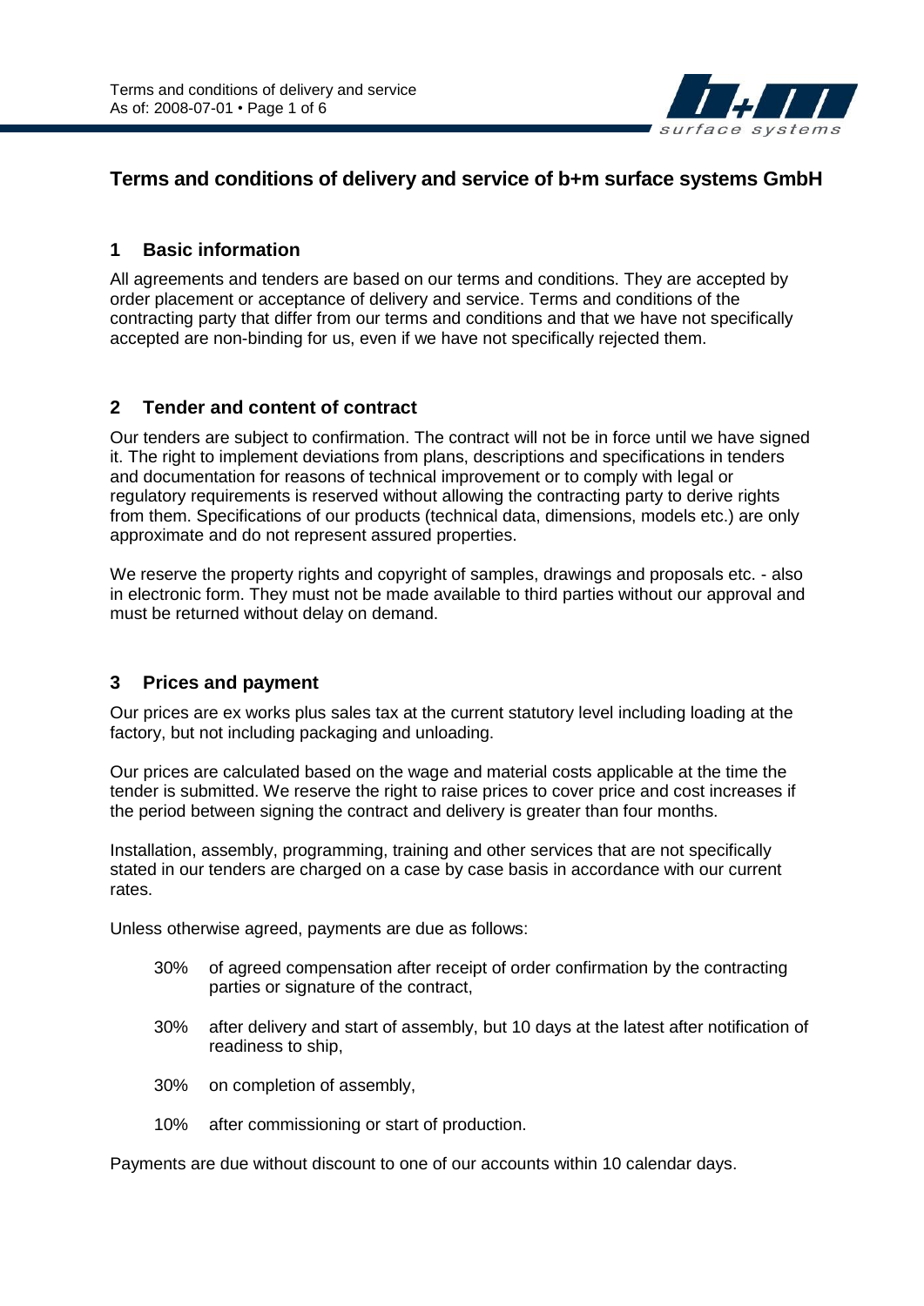# Terms and conditions of delivery and service of b+m surface systems GmbH

## 1 Basic information

All agreements and tenders are based on our terms and conditions. They are accepted by order placement or acceptance of delivery and service. Terms and conditions of the contracting party that differ from our terms and conditions and that we have not specifically accepted are non-binding for us, even if we have not specifically rejected them.

## 2 Tender and content of contract

Our tenders are subject to confirmation. The contract will not be in force until we have signed it. The right to implement deviations from plans, descriptions and specifications in tenders and documentation for reasons of technical improvement or to comply with legal or regulatory requirements is reserved without allowing the contracting party to derive rights from them. Specifications of our products (technical data, dimensions, models etc.) are only approximate and do not represent assured properties.

We reserve the property rights and copyright of samples, drawings and proposals etc. - also in electronic form. They must not be made available to third parties without our approval and must be returned without delay on demand.

## 3 Prices and payment

Our prices are ex works plus sales tax at the current statutory level including loading at the factory, but not including packaging and unloading.

Our prices are calculated based on the wage and material costs applicable at the time the tender is submitted. We reserve the right to raise prices to cover price and cost increases if the period between signing the contract and delivery is greater than four months.

Installation, assembly, programming, training and other services that are not specifically stated in our tenders are charged on a case by case basis in accordance with our current rates.

Unless otherwise agreed, payments are due as follows:

- 30% of agreed compensation after receipt of order confirmation by the contracting parties or signature of the contract,
- 30% after delivery and start of assembly, but 10 days at the latest after notification of readiness to ship,
- 30% on completion of assembly,
- 10% after commissioning or start of production.

Payments are due without discount to one of our accounts within 10 calendar days.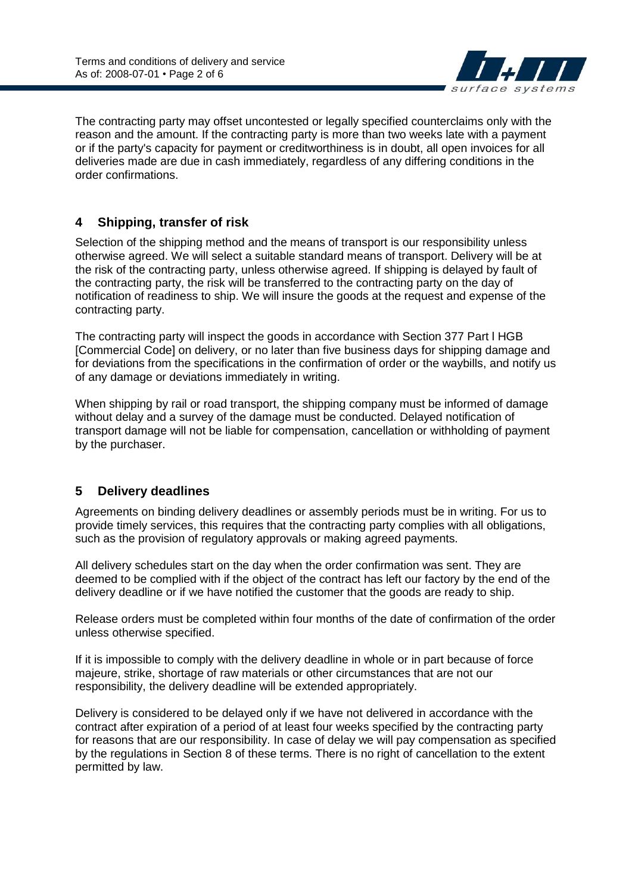The contracting party may offset uncontested or legally specified counterclaims only with the reason and the amount. If the contracting party is more than two weeks late with a payment or if the party's capacity for payment or creditworthiness is in doubt, all open invoices for all deliveries made are due in cash immediately, regardless of any differing conditions in the order confirmations.

## 4 Shipping, transfer of risk

Selection of the shipping method and the means of transport is our responsibility unless otherwise agreed. We will select a suitable standard means of transport. Delivery will be at the risk of the contracting party, unless otherwise agreed. If shipping is delayed by fault of the contracting party, the risk will be transferred to the contracting party on the day of notification of readiness to ship. We will insure the goods at the request and expense of the contracting party.

The contracting party will inspect the goods in accordance with Section 377 Part I HGB [Commercial Code] on delivery, or no later than five business days for shipping damage and for deviations from the specifications in the confirmation of order or the waybills, and notify us of any damage or deviations immediately in writing.

When shipping by rail or road transport, the shipping company must be informed of damage without delay and a survey of the damage must be conducted. Delayed notification of transport damage will not be liable for compensation, cancellation or withholding of payment by the purchaser.

## 5 Delivery deadlines

Agreements on binding delivery deadlines or assembly periods must be in writing. For us to provide timely services, this requires that the contracting party complies with all obligations, such as the provision of regulatory approvals or making agreed payments.

All delivery schedules start on the day when the order confirmation was sent. They are deemed to be complied with if the object of the contract has left our factory by the end of the delivery deadline or if we have notified the customer that the goods are ready to ship.

Release orders must be completed within four months of the date of confirmation of the order unless otherwise specified.

If it is impossible to comply with the delivery deadline in whole or in part because of force majeure, strike, shortage of raw materials or other circumstances that are not our responsibility, the delivery deadline will be extended appropriately.

Delivery is considered to be delayed only if we have not delivered in accordance with the contract after expiration of a period of at least four weeks specified by the contracting party for reasons that are our responsibility. In case of delay we will pay compensation as specified by the regulations in Section 8 of these terms. There is no right of cancellation to the extent permitted by law.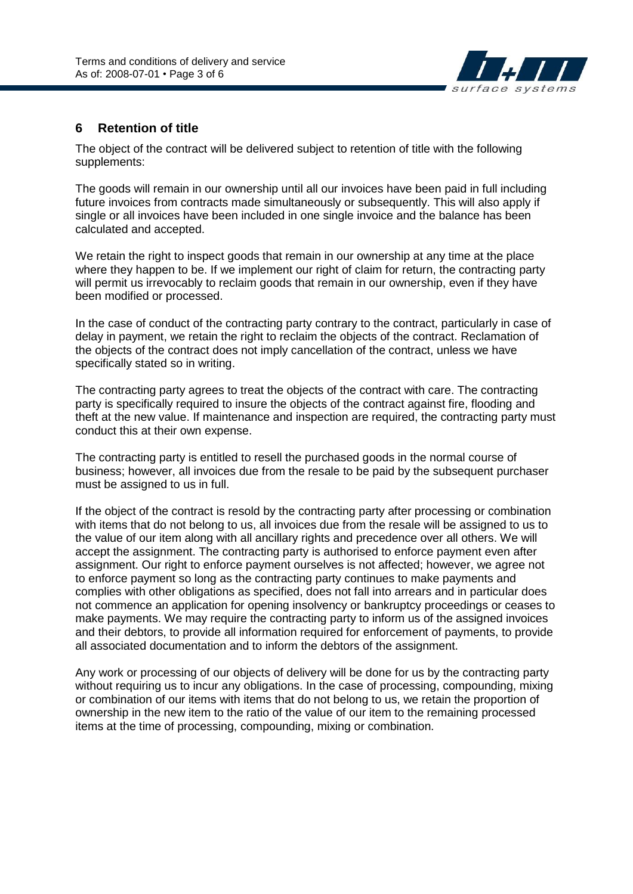## 6 Retention of title

The object of the contract will be delivered subject to retention of title with the following supplements:

The goods will remain in our ownership until all our invoices have been paid in full including future invoices from contracts made simultaneously or subsequently. This will also apply if single or all invoices have been included in one single invoice and the balance has been calculated and accepted.

We retain the right to inspect goods that remain in our ownership at any time at the place where they happen to be. If we implement our right of claim for return, the contracting party will permit us irrevocably to reclaim goods that remain in our ownership, even if they have been modified or processed.

In the case of conduct of the contracting party contrary to the contract, particularly in case of delay in payment, we retain the right to reclaim the objects of the contract. Reclamation of the objects of the contract does not imply cancellation of the contract, unless we have specifically stated so in writing.

The contracting party agrees to treat the objects of the contract with care. The contracting party is specifically required to insure the objects of the contract against fire, flooding and theft at the new value. If maintenance and inspection are required, the contracting party must conduct this at their own expense.

The contracting party is entitled to resell the purchased goods in the normal course of business; however, all invoices due from the resale to be paid by the subsequent purchaser must be assigned to us in full.

If the object of the contract is resold by the contracting party after processing or combination with items that do not belong to us, all invoices due from the resale will be assigned to us to the value of our item along with all ancillary rights and precedence over all others. We will accept the assignment. The contracting party is authorised to enforce payment even after assignment. Our right to enforce payment ourselves is not affected; however, we agree not to enforce payment so long as the contracting party continues to make payments and complies with other obligations as specified, does not fall into arrears and in particular does not commence an application for opening insolvency or bankruptcy proceedings or ceases to make payments. We may require the contracting party to inform us of the assigned invoices and their debtors, to provide all information required for enforcement of payments, to provide all associated documentation and to inform the debtors of the assignment.

Any work or processing of our objects of delivery will be done for us by the contracting party without requiring us to incur any obligations. In the case of processing, compounding, mixing or combination of our items with items that do not belong to us, we retain the proportion of ownership in the new item to the ratio of the value of our item to the remaining processed items at the time of processing, compounding, mixing or combination.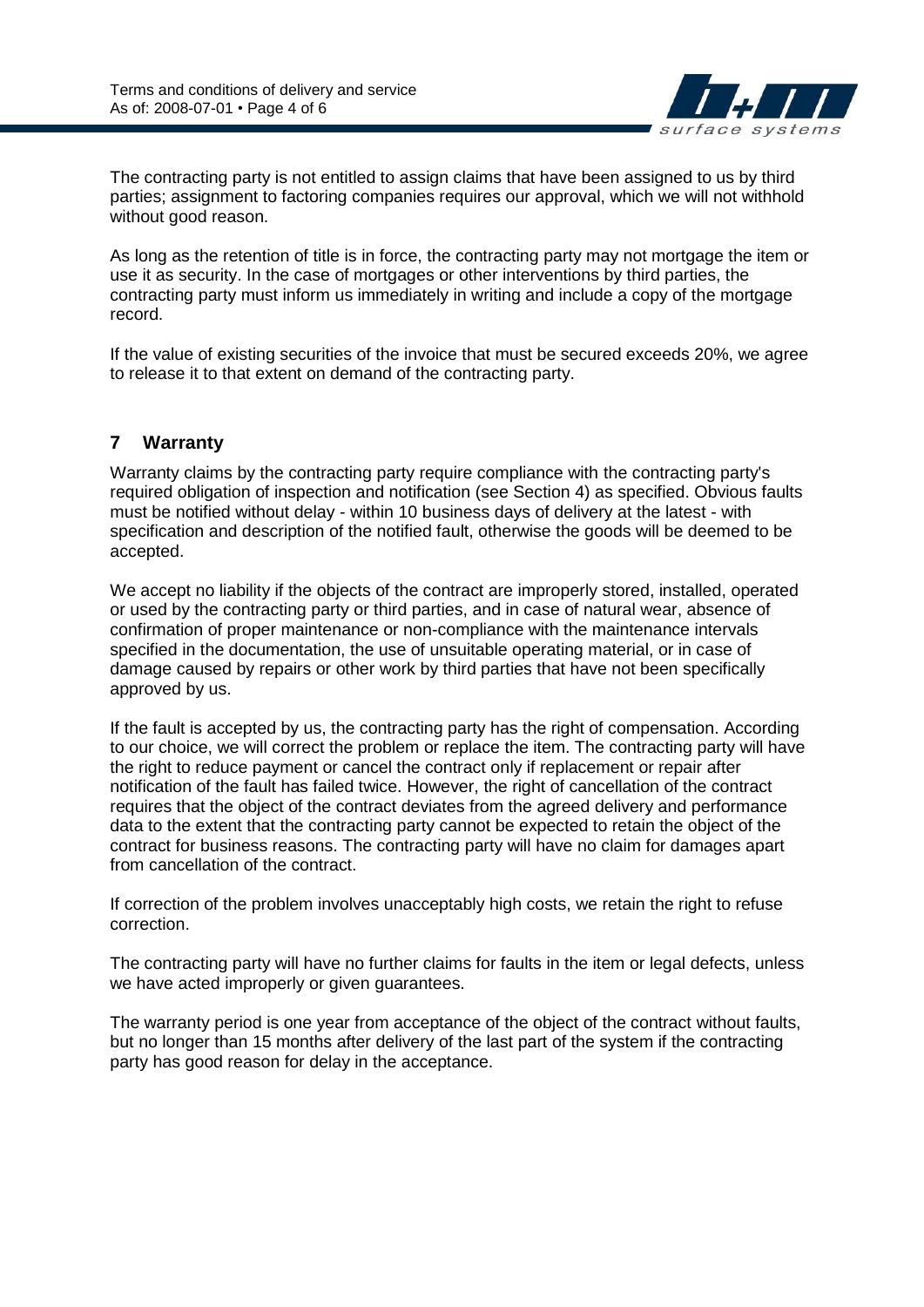The contracting party is not entitled to assign claims that have been assigned to us by third parties; assignment to factoring companies requires our approval, which we will not withhold without good reason.

As long as the retention of title is in force, the contracting party may not mortgage the item or use it as security. In the case of mortgages or other interventions by third parties, the contracting party must inform us immediately in writing and include a copy of the mortgage record.

If the value of existing securities of the invoice that must be secured exceeds 20%, we agree to release it to that extent on demand of the contracting party.

## 7 Warranty

Warranty claims by the contracting party require compliance with the contracting party's required obligation of inspection and notification (see Section 4) as specified. Obvious faults must be notified without delay - within 10 business days of delivery at the latest - with specification and description of the notified fault, otherwise the goods will be deemed to be accepted.

We accept no liability if the objects of the contract are improperly stored, installed, operated or used by the contracting party or third parties, and in case of natural wear, absence of confirmation of proper maintenance or non-compliance with the maintenance intervals specified in the documentation, the use of unsuitable operating material, or in case of damage caused by repairs or other work by third parties that have not been specifically approved by us.

If the fault is accepted by us, the contracting party has the right of compensation. According to our choice, we will correct the problem or replace the item. The contracting party will have the right to reduce payment or cancel the contract only if replacement or repair after notification of the fault has failed twice. However, the right of cancellation of the contract requires that the object of the contract deviates from the agreed delivery and performance data to the extent that the contracting party cannot be expected to retain the object of the contract for business reasons. The contracting party will have no claim for damages apart from cancellation of the contract.

If correction of the problem involves unacceptably high costs, we retain the right to refuse correction.

The contracting party will have no further claims for faults in the item or legal defects, unless we have acted improperly or given guarantees.

The warranty period is one year from acceptance of the object of the contract without faults, but no longer than 15 months after delivery of the last part of the system if the contracting party has good reason for delay in the acceptance.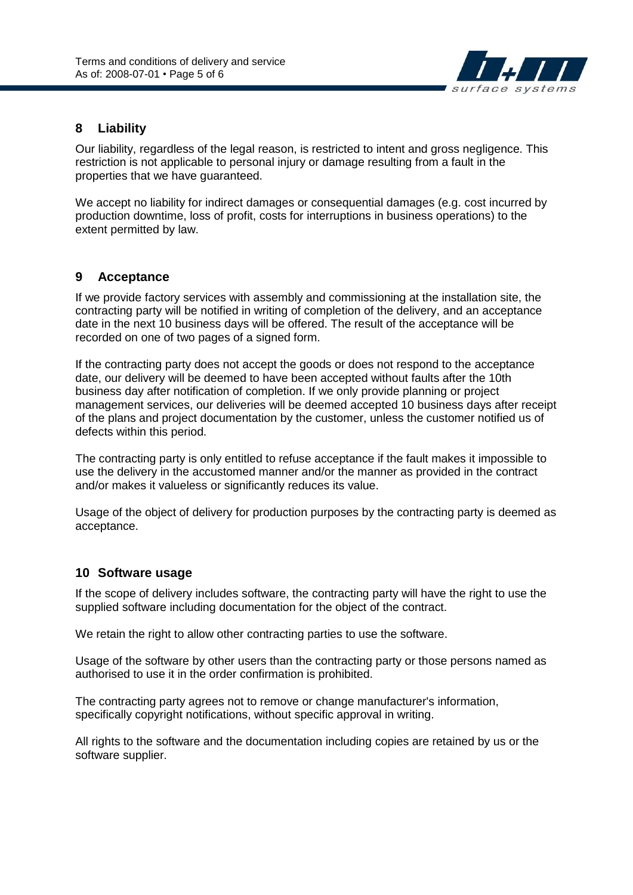## 8 Liability

Our liability, regardless of the legal reason, is restricted to intent and gross negligence. This restriction is not applicable to personal injury or damage resulting from a fault in the properties that we have guaranteed.

We accept no liability for indirect damages or consequential damages (e.g. cost incurred by production downtime, loss of profit, costs for interruptions in business operations) to the extent permitted by law.

## 9 Acceptance

If we provide factory services with assembly and commissioning at the installation site, the contracting party will be notified in writing of completion of the delivery, and an acceptance date in the next 10 business days will be offered. The result of the acceptance will be recorded on one of two pages of a signed form.

If the contracting party does not accept the goods or does not respond to the acceptance date, our delivery will be deemed to have been accepted without faults after the 10th business day after notification of completion. If we only provide planning or project management services, our deliveries will be deemed accepted 10 business days after receipt of the plans and project documentation by the customer, unless the customer notified us of defects within this period.

The contracting party is only entitled to refuse acceptance if the fault makes it impossible to use the delivery in the accustomed manner and/or the manner as provided in the contract and/or makes it valueless or significantly reduces its value.

Usage of the object of delivery for production purposes by the contracting party is deemed as acceptance.

## 10 Software usage

If the scope of delivery includes software, the contracting party will have the right to use the supplied software including documentation for the object of the contract.

We retain the right to allow other contracting parties to use the software.

Usage of the software by other users than the contracting party or those persons named as authorised to use it in the order confirmation is prohibited.

The contracting party agrees not to remove or change manufacturer's information, specifically copyright notifications, without specific approval in writing.

All rights to the software and the documentation including copies are retained by us or the software supplier.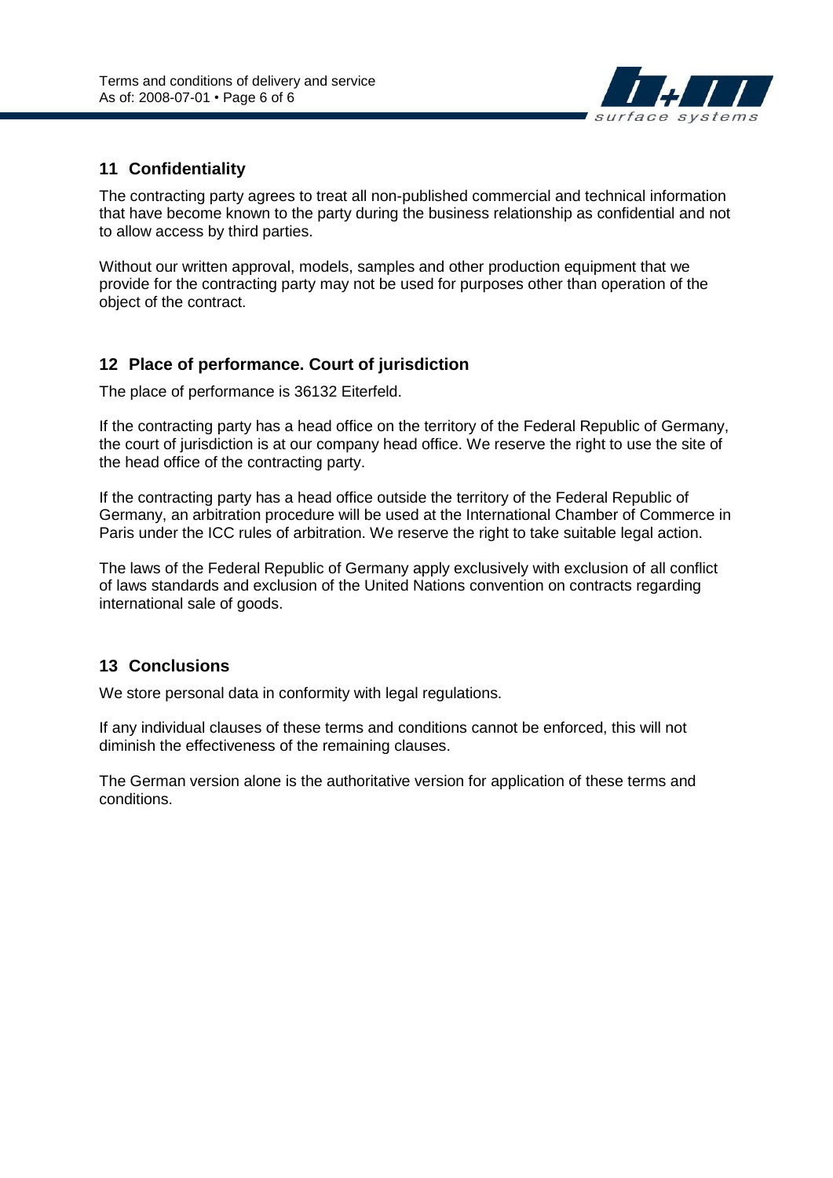## 11 Confidentiality

The contracting party agrees to treat all non-published commercial and technical information that have become known to the party during the business relationship as confidential and not to allow access by third parties.

Without our written approval, models, samples and other production equipment that we provide for the contracting party may not be used for purposes other than operation of the object of the contract.

## 12 Place of performance. Court of jurisdiction

The place of performance is 36132 Eiterfeld.

If the contracting party has a head office on the territory of the Federal Republic of Germany, the court of jurisdiction is at our company head office. We reserve the right to use the site of the head office of the contracting party.

If the contracting party has a head office outside the territory of the Federal Republic of Germany, an arbitration procedure will be used at the International Chamber of Commerce in Paris under the ICC rules of arbitration. We reserve the right to take suitable legal action.

The laws of the Federal Republic of Germany apply exclusively with exclusion of all conflict of laws standards and exclusion of the United Nations convention on contracts regarding international sale of goods.

## 13 Conclusions

We store personal data in conformity with legal regulations.

If any individual clauses of these terms and conditions cannot be enforced, this will not diminish the effectiveness of the remaining clauses.

The German version alone is the authoritative version for application of these terms and conditions.